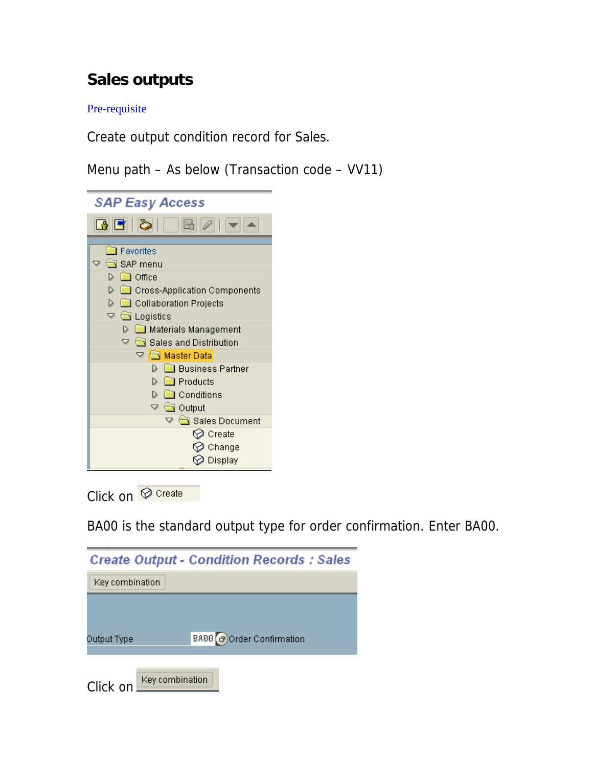## Sales outputs

Pre-requisite

Create output condition record for Sales.

Menu path – As below (Transaction code – VV11)

Click on Create

BA00 is the standard output type for order confirmation. Enter BA00.

Click on Key combination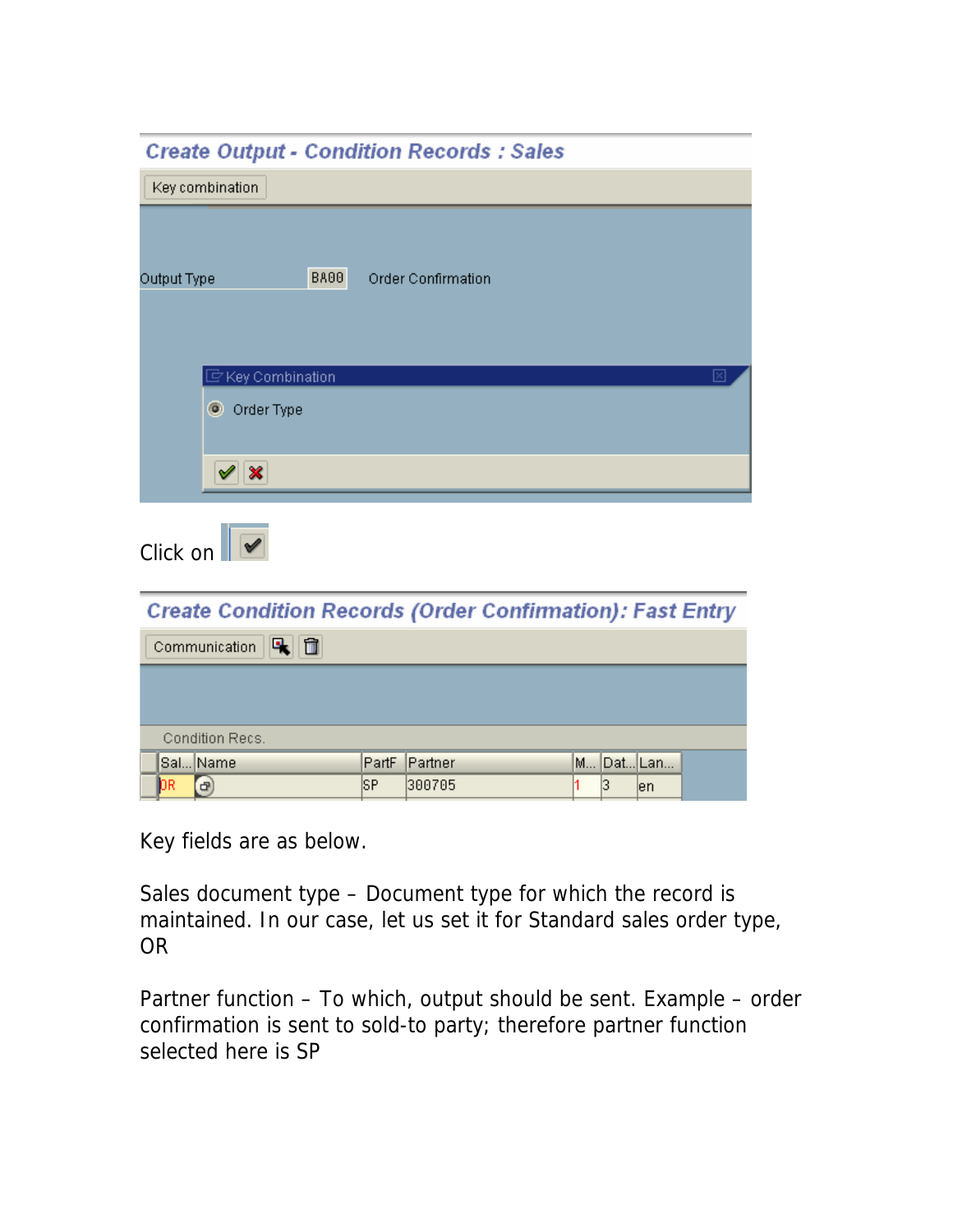**Create Output - Condition Records : Sales**

Key combination

Output Type BA00 Order Confirmation

Key Combination

Order Type

Click on ✔

**Create Condition Records (Order Confirmation): Fast Entry**

Communication

Condition Recs.

| Sal... | Name | PartF | Partner | M... | Dat... | Lan... |
|---|---|---|---|---|---|---|
| OR | | SP | 300705 | 1 | 3 | en |

Key fields are as below.

Sales document type – Document type for which the record is maintained. In our case, let us set it for Standard sales order type, OR

Partner function – To which, output should be sent. Example – order confirmation is sent to sold-to party; therefore partner function selected here is SP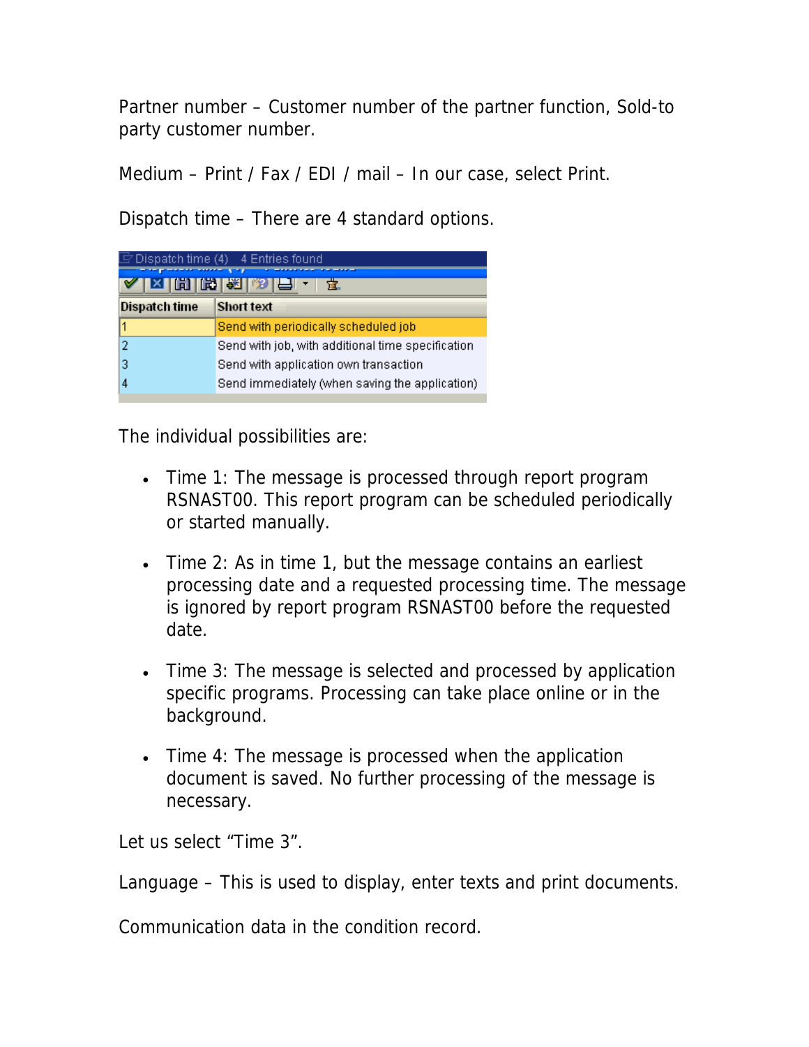Partner number – Customer number of the partner function, Sold-to party customer number.

Medium – Print / Fax / EDI / mail – In our case, select Print.

Dispatch time – There are 4 standard options.

| Dispatch time | Short text |
| --- | --- |
| 1 | Send with periodically scheduled job |
| 2 | Send with job, with additional time specification |
| 3 | Send with application own transaction |
| 4 | Send immediately (when saving the application) |

The individual possibilities are:

- Time 1: The message is processed through report program RSNAST00. This report program can be scheduled periodically or started manually.
- Time 2: As in time 1, but the message contains an earliest processing date and a requested processing time. The message is ignored by report program RSNAST00 before the requested date.
- Time 3: The message is selected and processed by application specific programs. Processing can take place online or in the background.
- Time 4: The message is processed when the application document is saved. No further processing of the message is necessary.

Let us select "Time 3".

Language – This is used to display, enter texts and print documents.

Communication data in the condition record.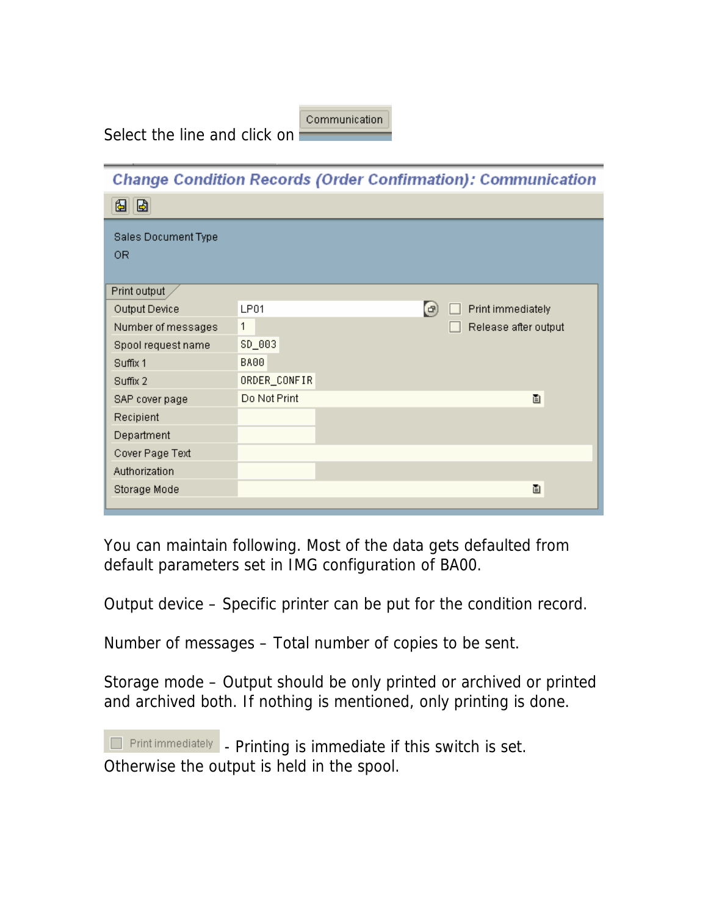Select the line and click on Communication

**Change Condition Records (Order Confirmation): Communication**

Sales Document Type
OR

Print output

| Field | Value |
|---|---|
| Output Device | LP01 |
| Number of messages | 1 |
| Spool request name | SD_003 |
| Suffix 1 | BA00 |
| Suffix 2 | ORDER_CONFIR |
| SAP cover page | Do Not Print |
| Recipient | |
| Department | |
| Cover Page Text | |
| Authorization | |
| Storage Mode | |

☐ Print immediately
☐ Release after output

You can maintain following. Most of the data gets defaulted from default parameters set in IMG configuration of BA00.

Output device – Specific printer can be put for the condition record.

Number of messages – Total number of copies to be sent.

Storage mode – Output should be only printed or archived or printed and archived both. If nothing is mentioned, only printing is done.

☐ Print immediately - Printing is immediate if this switch is set. Otherwise the output is held in the spool.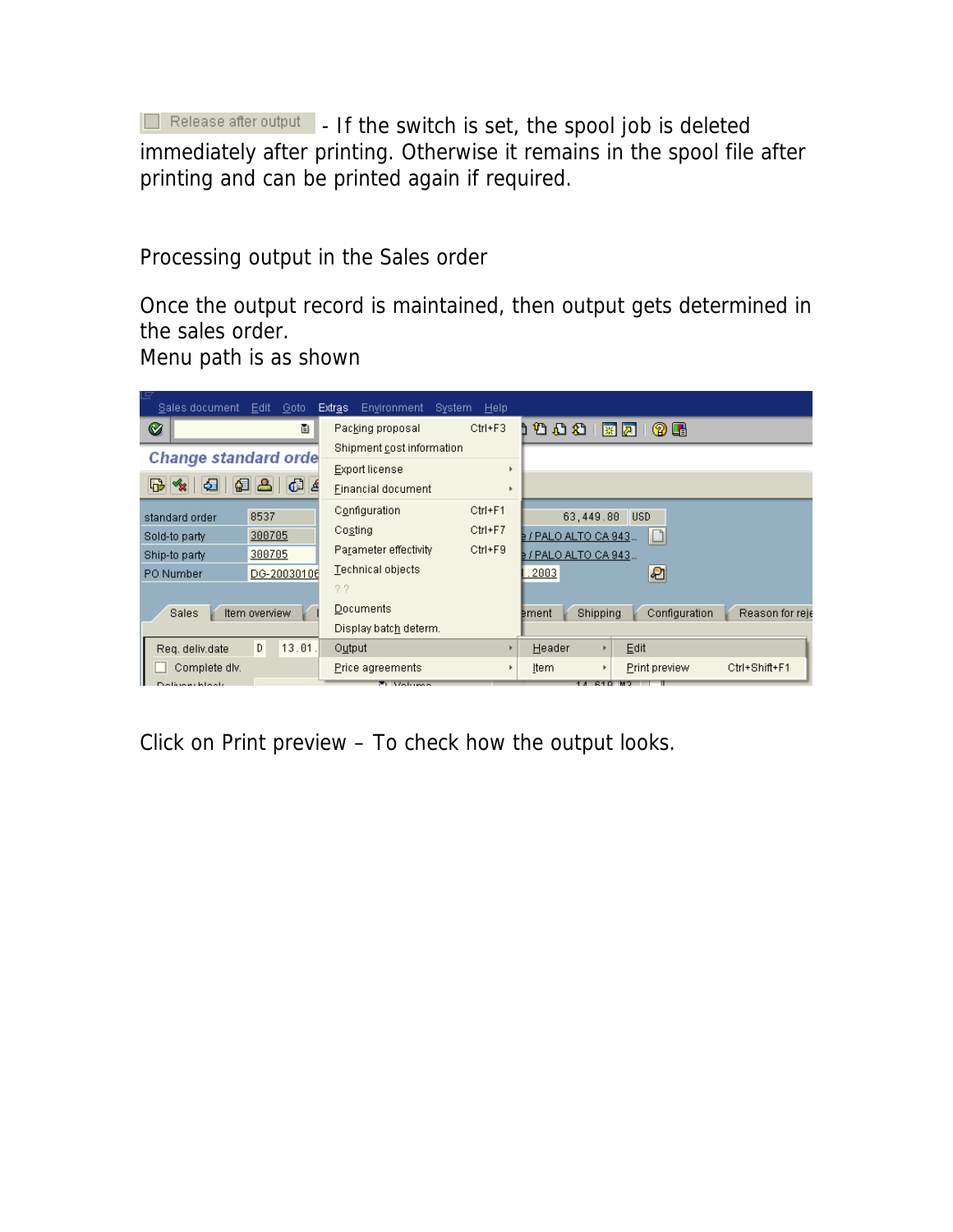Release after output - If the switch is set, the spool job is deleted immediately after printing. Otherwise it remains in the spool file after printing and can be printed again if required.

Processing output in the Sales order

Once the output record is maintained, then output gets determined in the sales order.
Menu path is as shown

Click on Print preview – To check how the output looks.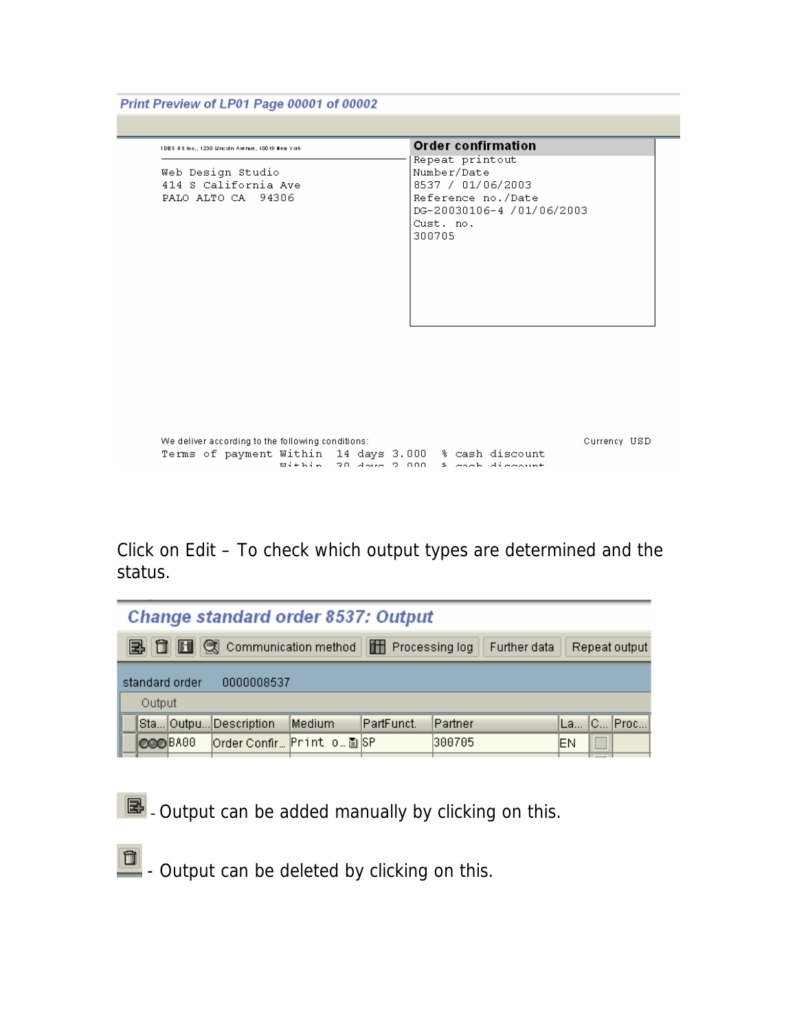**Print Preview of LP01 Page 00001 of 00002**

IDES US Inc., 1230 Lincoln Avenue, 10019 New York

Web Design Studio
414 S California Ave
PALO ALTO CA 94306

**Order confirmation**
Repeat printout
Number/Date
8537 / 01/06/2003
Reference no./Date
DG-20030106-4 /01/06/2003
Cust. no.
300705

We deliver according to the following conditions: Currency USD
Terms of payment Within 14 days 3.000 % cash discount
Within 30 days 2.000 % cash discount

Click on Edit – To check which output types are determined and the status.

**Change standard order 8537: Output**

Communication method | Processing log | Further data | Repeat output

standard order 0000008537

Output

| Sta... | Outpu... | Description | Medium | PartFunct. | Partner | La... | C... | Proc... |
|---|---|---|---|---|---|---|---|---|
| | BA00 | Order Confir... | Print o... | SP | 300705 | EN | | |

- Output can be added manually by clicking on this.

- Output can be deleted by clicking on this.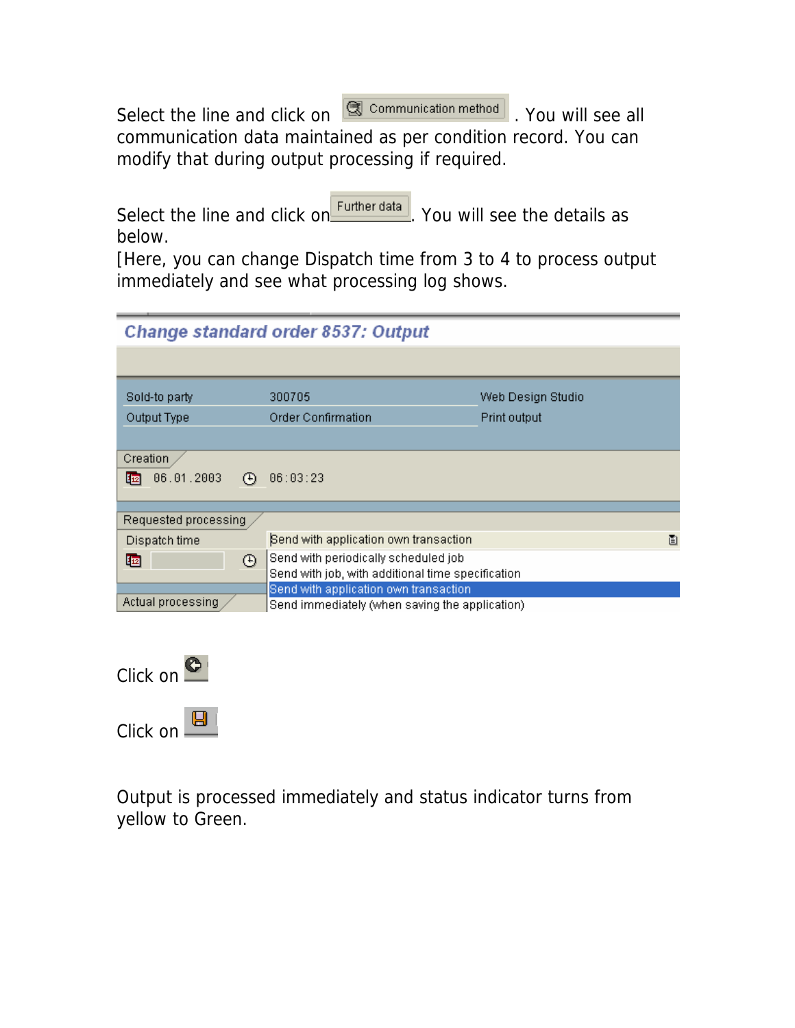Select the line and click on Communication method . You will see all communication data maintained as per condition record. You can modify that during output processing if required.

Select the line and click on Further data . You will see the details as below.
[Here, you can change Dispatch time from 3 to 4 to process output immediately and see what processing log shows.

**Change standard order 8537: Output**

| | | |
|---|---|---|
| Sold-to party | 300705 | Web Design Studio |
| Output Type | Order Confirmation | Print output |

Creation
06.01.2003 06:03:23

Requested processing
Dispatch time: Send with application own transaction
- Send with periodically scheduled job
- Send with job, with additional time specification
- Send with application own transaction
- Send immediately (when saving the application)

Actual processing

Click on

Click on

Output is processed immediately and status indicator turns from yellow to Green.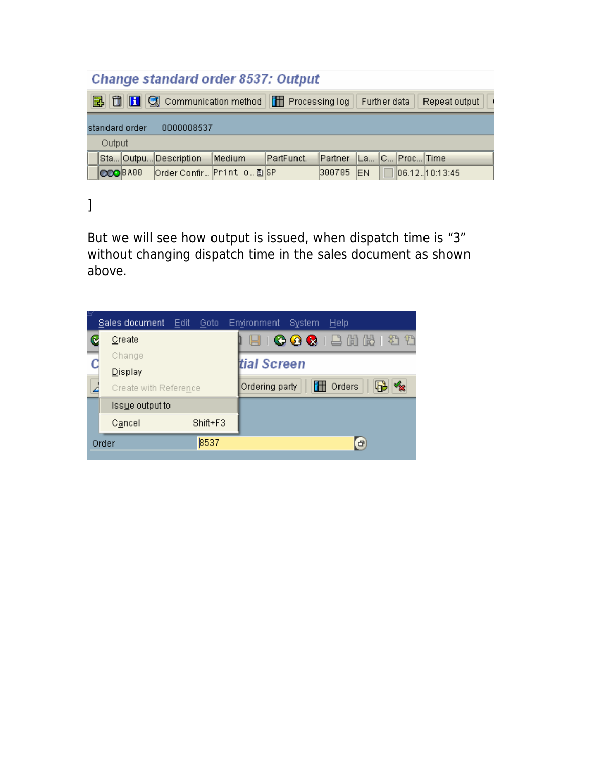Change standard order 8537: Output

| Sta... | Outpu... | Description | Medium | PartFunct. | Partner | La... | C... | Proc... | Time |
| --- | --- | --- | --- | --- | --- | --- | --- | --- | --- |
| | BA00 | Order Confir... | Print o... | SP | 300705 | EN | | 06.12... | 10:13:45 |

]

But we will see how output is issued, when dispatch time is "3" without changing dispatch time in the sales document as shown above.

Sales document Edit Goto Environment System Help

- Create
- Change
- Display
- Create with Reference
- Issue output to
- Cancel Shift+F3

Order 8537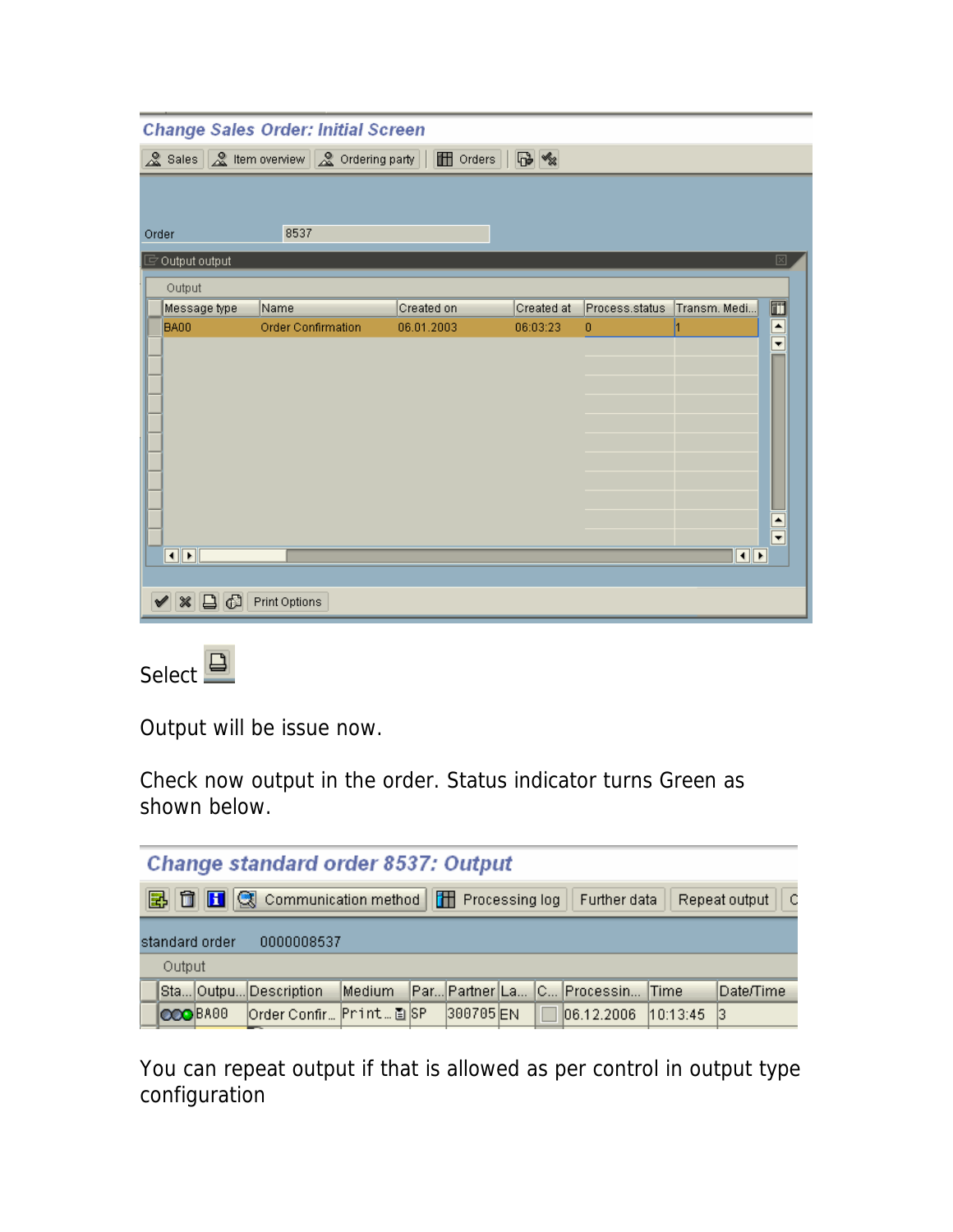**Change Sales Order: Initial Screen**

Sales | Item overview | Ordering party | Orders

Order 8537

Output output

Output

| Message type | Name | Created on | Created at | Process.status | Transm. Medi... |
|---|---|---|---|---|---|
| BA00 | Order Confirmation | 06.01.2003 | 06:03:23 | 0 | 1 |

Print Options

Select

Output will be issue now.

Check now output in the order. Status indicator turns Green as shown below.

**Change standard order 8537: Output**

Communication method | Processing log | Further data | Repeat output

standard order 0000008537

Output

| Sta... | Outpu... | Description | Medium | Par... | Partner | La... | C... | Processin... | Time | Date/Time |
|---|---|---|---|---|---|---|---|---|---|---|
| | BA00 | Order Confir... | Print... | SP | 300705 | EN | | 06.12.2006 | 10:13:45 | 3 |

You can repeat output if that is allowed as per control in output type configuration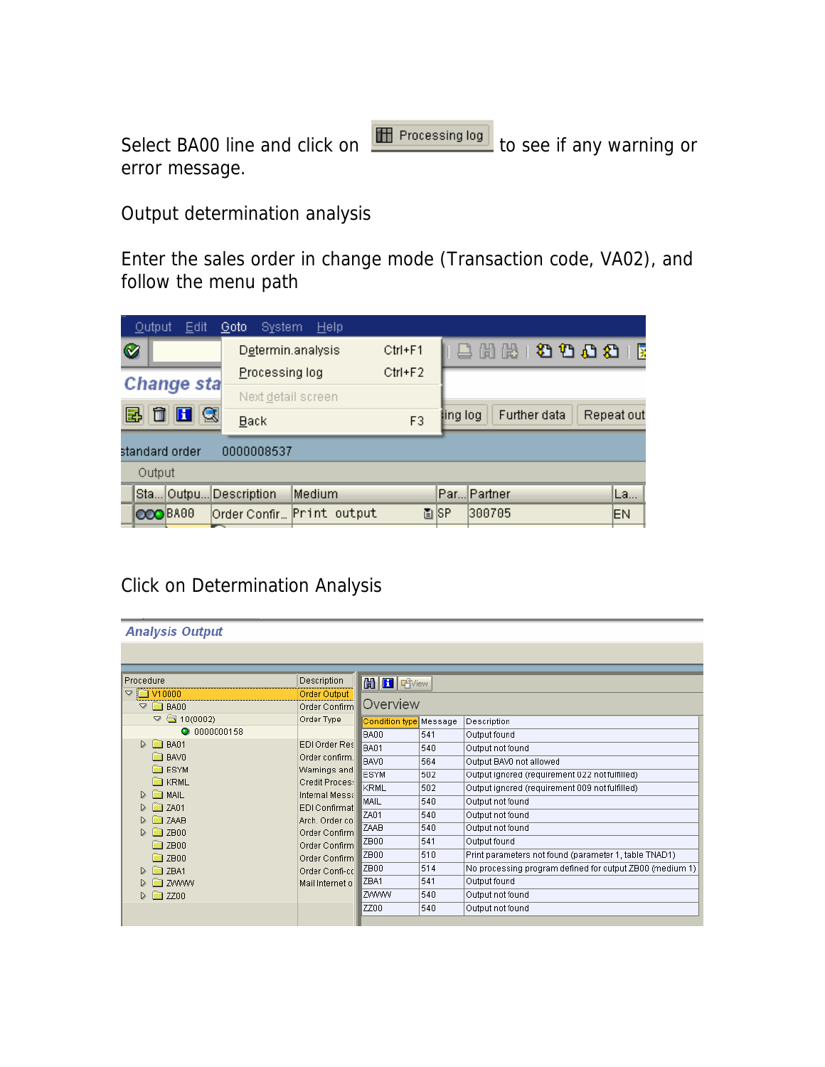Select BA00 line and click on Processing log to see if any warning or error message.

Output determination analysis

Enter the sales order in change mode (Transaction code, VA02), and follow the menu path

Click on Determination Analysis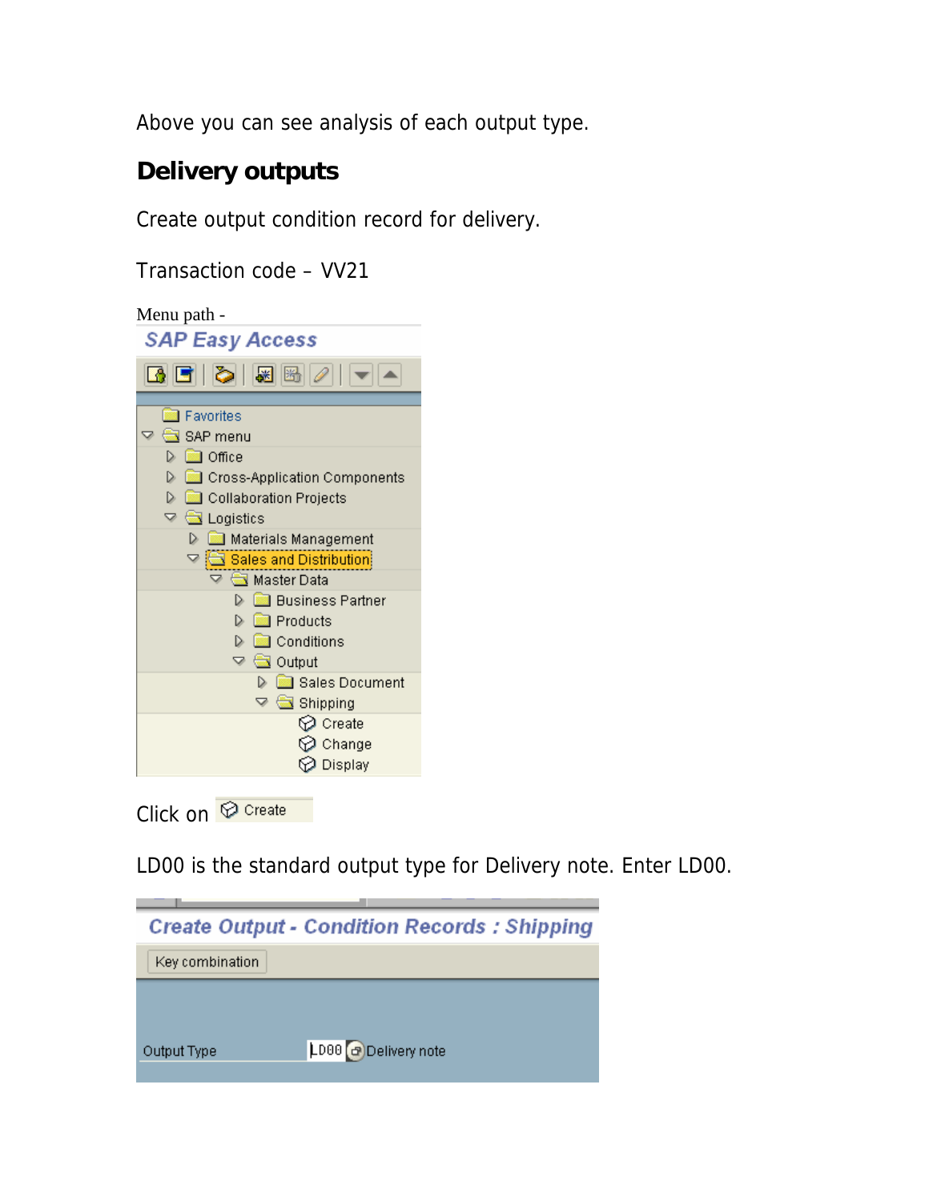Above you can see analysis of each output type.

## Delivery outputs

Create output condition record for delivery.

Transaction code – VV21

Menu path -

Click on Create

LD00 is the standard output type for Delivery note. Enter LD00.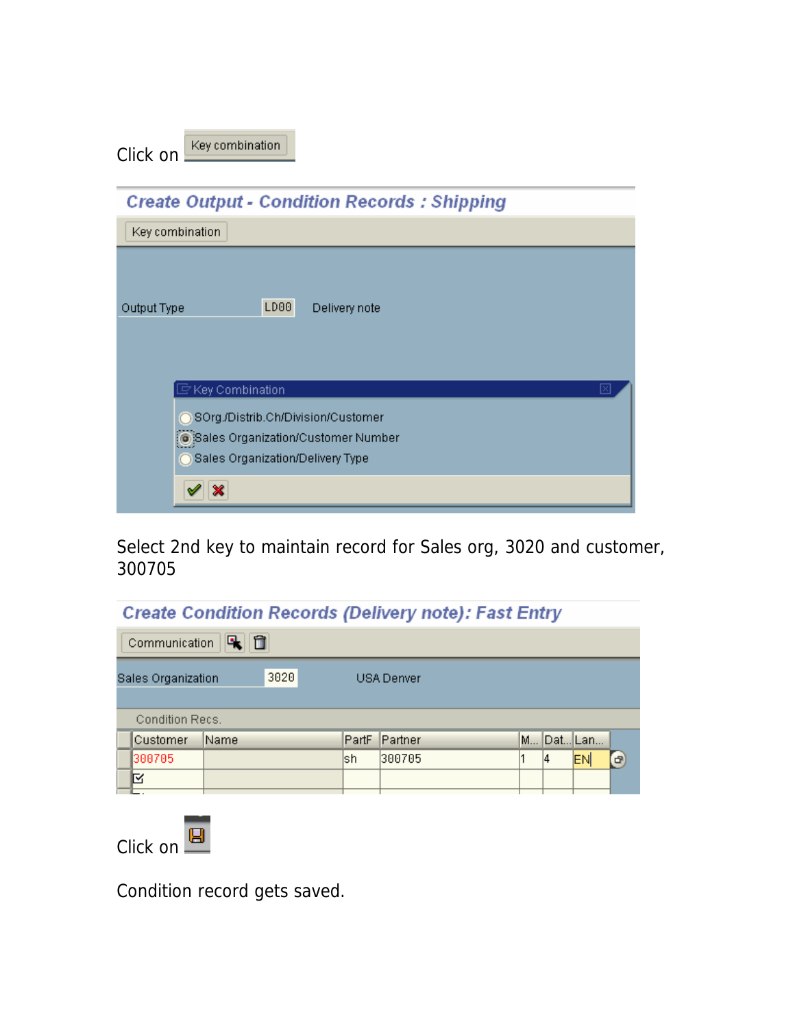Click on Key combination

Create Output - Condition Records : Shipping

Key combination

Output Type LD00 Delivery note

Key Combination

- SOrg./Distrib.Ch/Division/Customer
- Sales Organization/Customer Number
- Sales Organization/Delivery Type

Select 2nd key to maintain record for Sales org, 3020 and customer, 300705

Create Condition Records (Delivery note): Fast Entry

Communication

Sales Organization 3020 USA Denver

Condition Recs.

| Customer | Name | PartF | Partner | M... | Dat... | Lan... |
|---|---|---|---|---|---|---|
| 300705 | | sh | 300705 | 1 | 4 | EN |

Click on

Condition record gets saved.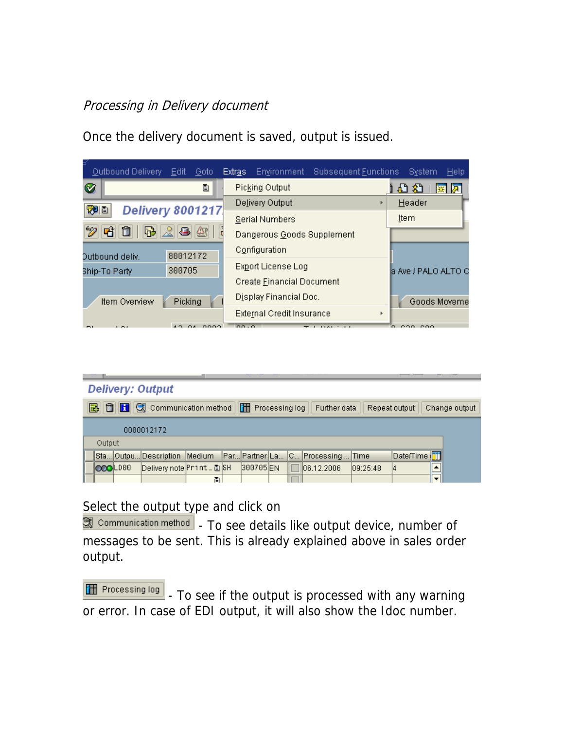*Processing in Delivery document*

Once the delivery document is saved, output is issued.

Select the output type and click on

Communication method - To see details like output device, number of messages to be sent. This is already explained above in sales order output.

Processing log - To see if the output is processed with any warning or error. In case of EDI output, it will also show the Idoc number.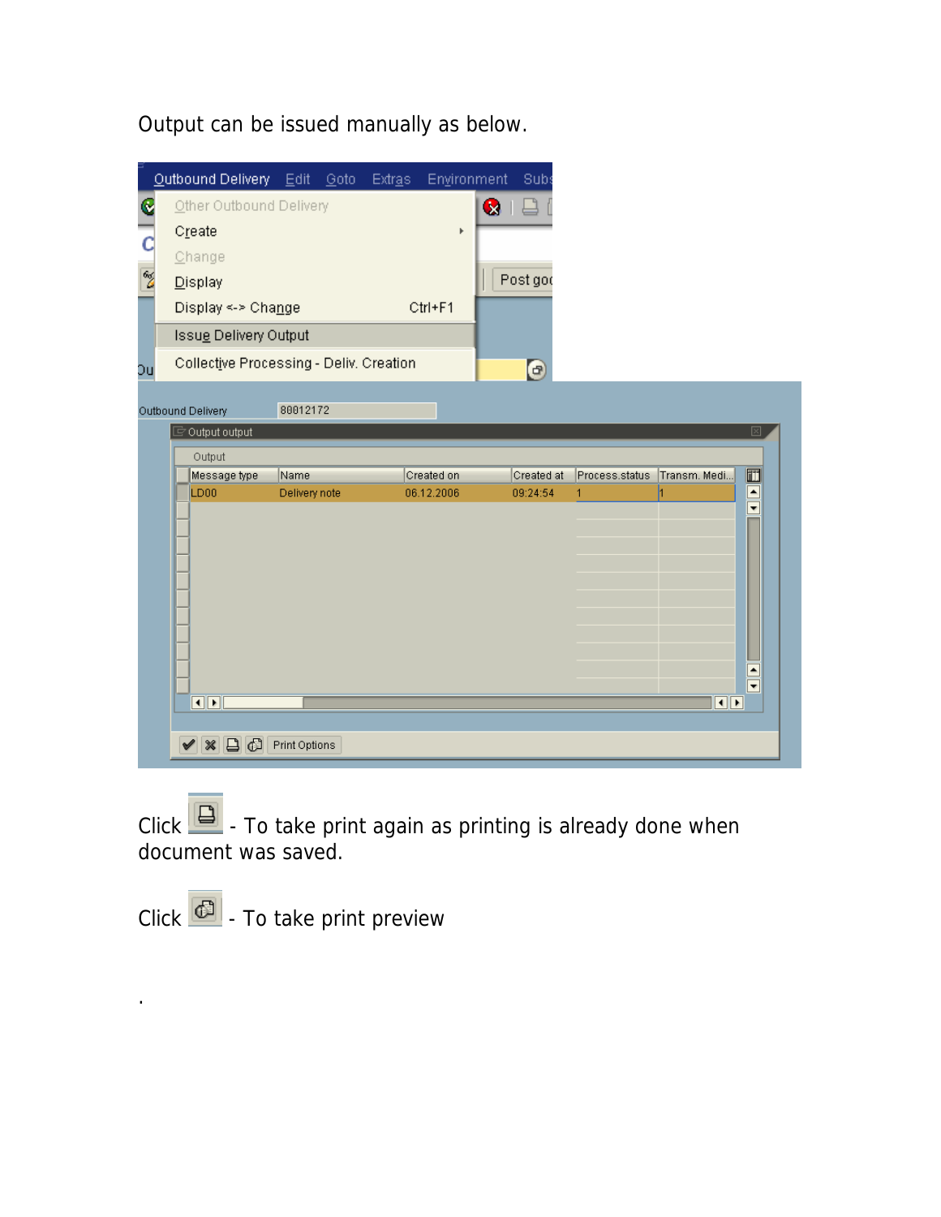Output can be issued manually as below.

Outbound Delivery  Edit  Goto  Extras  Environment  Subs

- Other Outbound Delivery
- Create
- Change
- Display
- Display <-> Change  Ctrl+F1
- Issue Delivery Output
- Collective Processing - Deliv. Creation

Outbound Delivery 80012172

Output output

Output

| Message type | Name | Created on | Created at | Process.status | Transm. Medi... |
|---|---|---|---|---|---|
| LD00 | Delivery note | 06.12.2006 | 09:24:54 | 1 | 1 |

Print Options

Click - To take print again as printing is already done when document was saved.

Click - To take print preview

.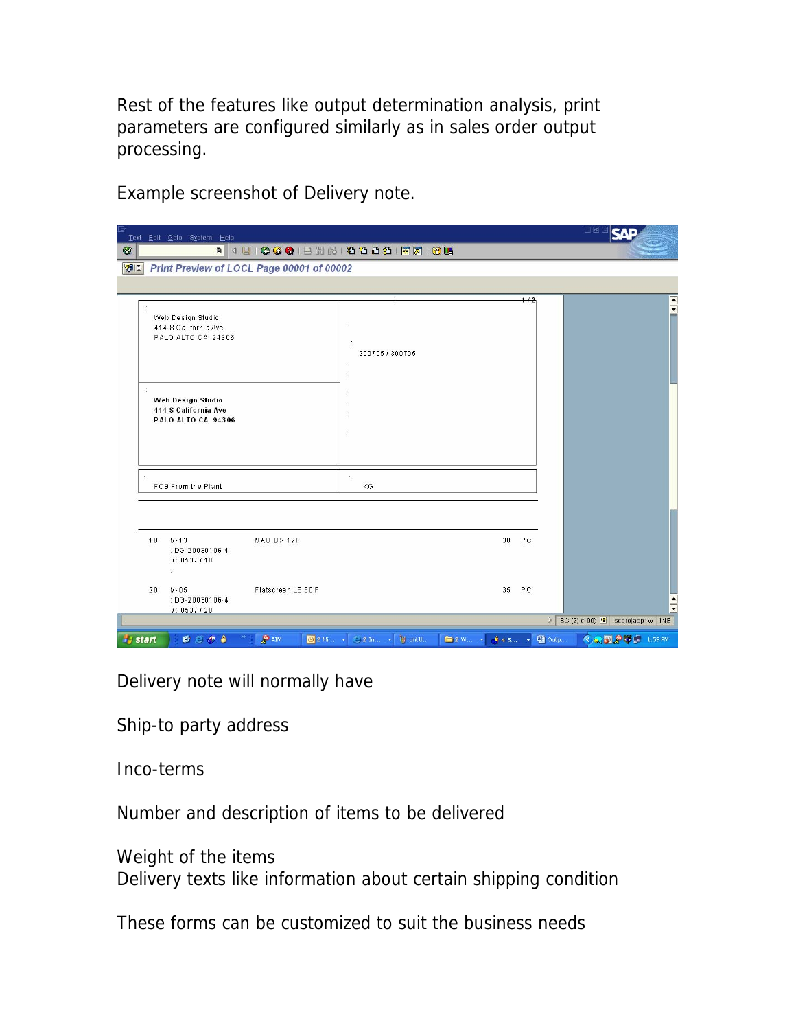Rest of the features like output determination analysis, print parameters are configured similarly as in sales order output processing.

Example screenshot of Delivery note.

Delivery note will normally have

Ship-to party address

Inco-terms

Number and description of items to be delivered

Weight of the items
Delivery texts like information about certain shipping condition

These forms can be customized to suit the business needs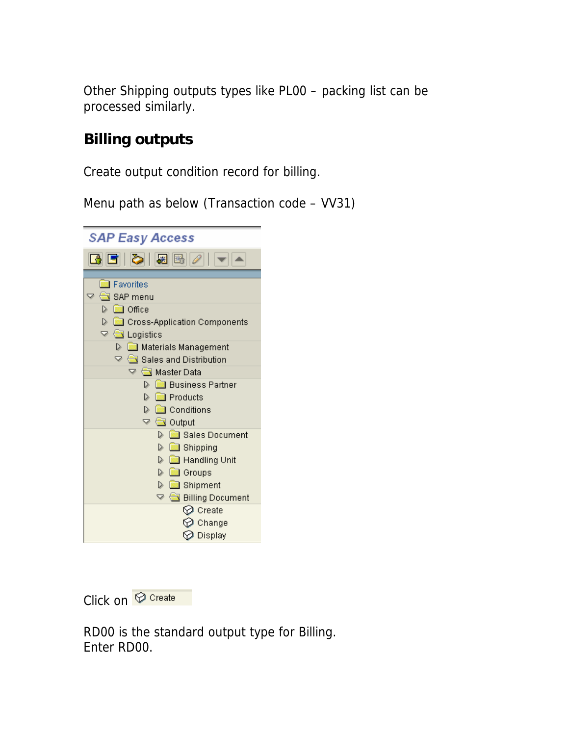Other Shipping outputs types like PL00 – packing list can be processed similarly.

## Billing outputs

Create output condition record for billing.

Menu path as below (Transaction code – VV31)

Click on Create

RD00 is the standard output type for Billing.
Enter RD00.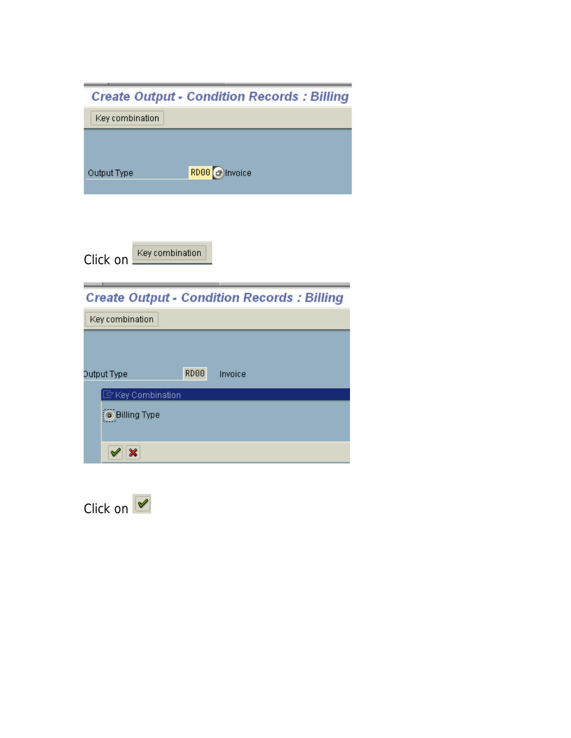Create Output - Condition Records : Billing

Key combination

Output Type RD00 Invoice

Click on Key combination

Create Output - Condition Records : Billing

Key combination

Output Type RD00 Invoice

Key Combination

Billing Type

Click on ✔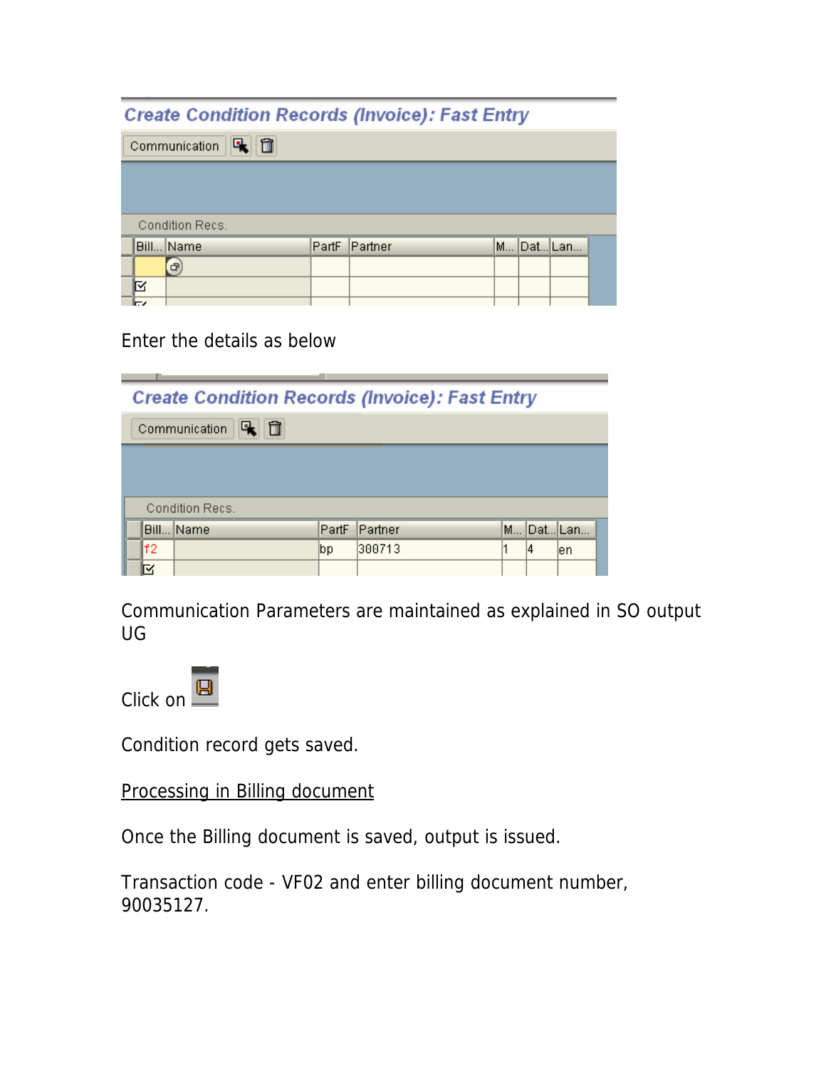Create Condition Records (Invoice): Fast Entry

Communication

Condition Recs.

| Bill... | Name | PartF | Partner | M... | Dat... | Lan... |
|---|---|---|---|---|---|---|
| | | | | | | |

Enter the details as below

Create Condition Records (Invoice): Fast Entry

Communication

Condition Recs.

| Bill... | Name | PartF | Partner | M... | Dat... | Lan... |
|---|---|---|---|---|---|---|
| f2 | | bp | 300713 | 1 | 4 | en |

Communication Parameters are maintained as explained in SO output UG

Click on

Condition record gets saved.

<u>Processing in Billing document</u>

Once the Billing document is saved, output is issued.

Transaction code - VF02 and enter billing document number, 90035127.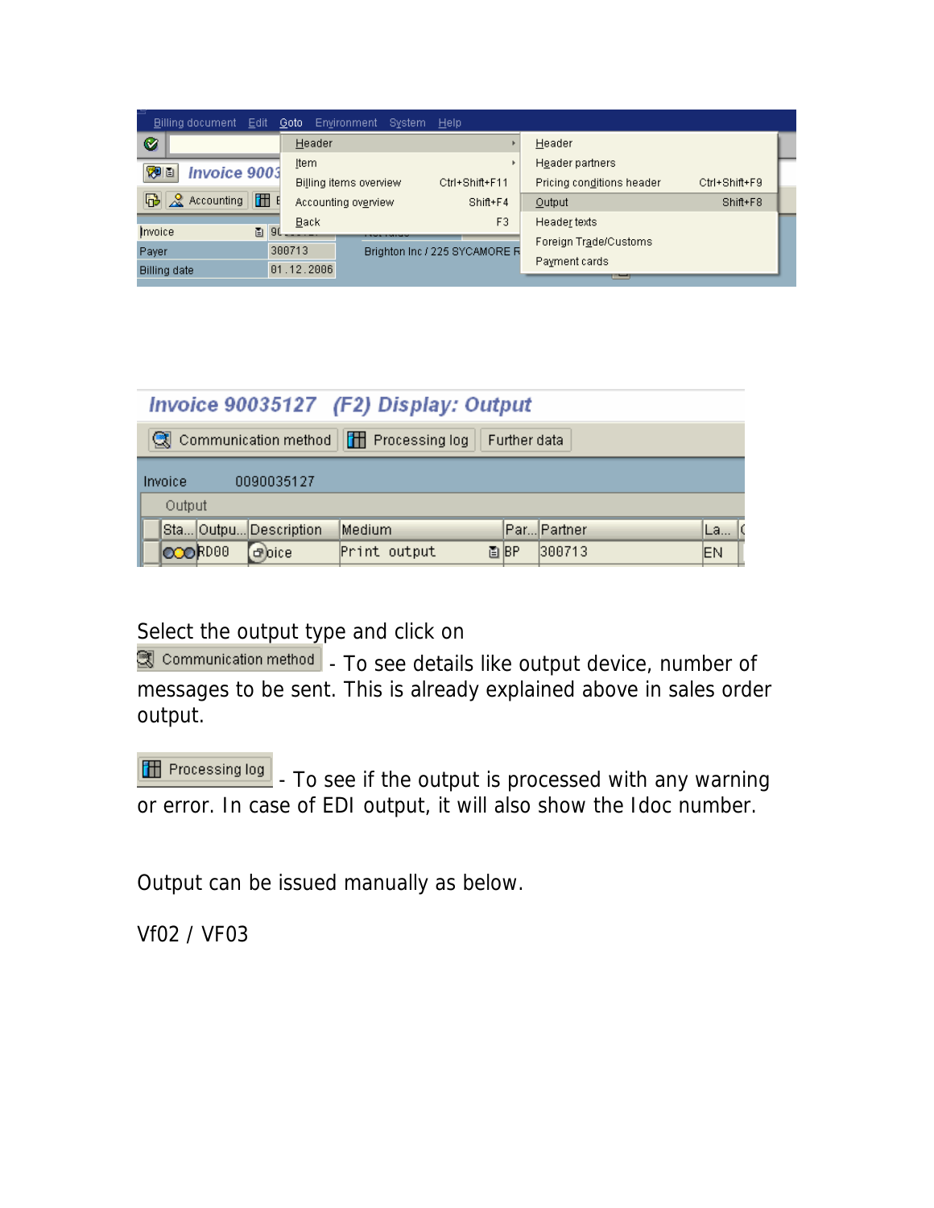Select the output type and click on Communication method - To see details like output device, number of messages to be sent. This is already explained above in sales order output.

Processing log - To see if the output is processed with any warning or error. In case of EDI output, it will also show the Idoc number.

Output can be issued manually as below.

Vf02 / VF03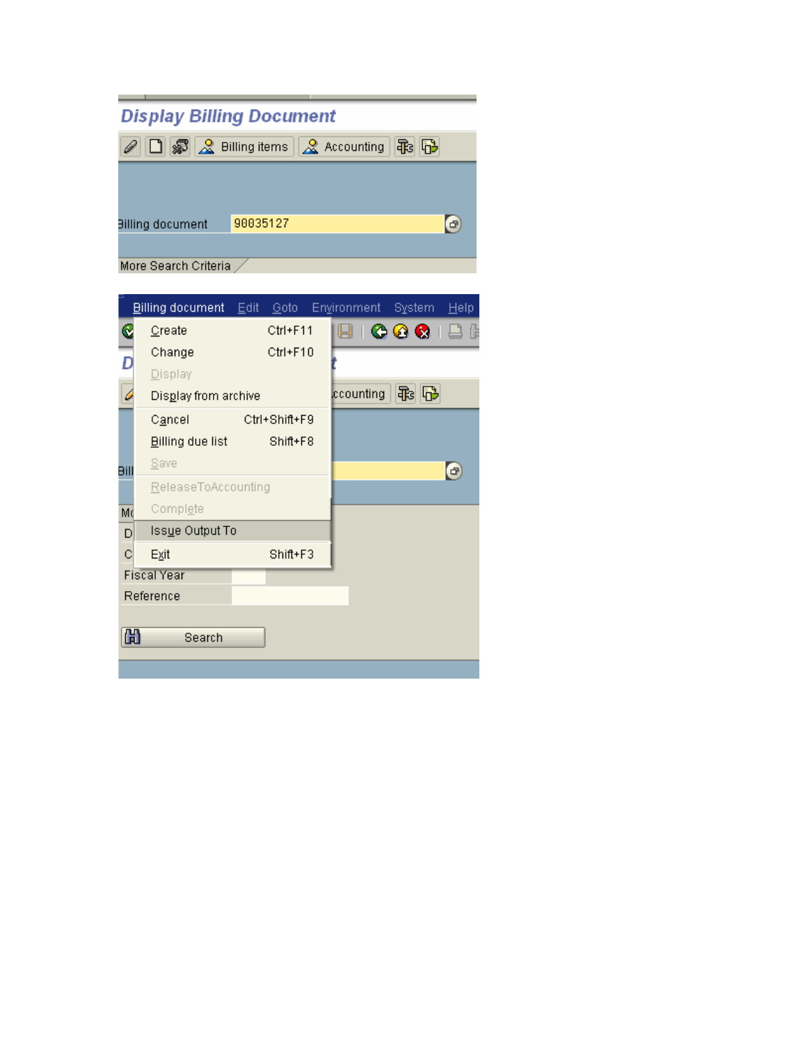# Display Billing Document

Billing items | Accounting

Billing document: 90035127

More Search Criteria

Billing document | Edit | Goto | Environment | System | Help

- Create Ctrl+F11
- Change Ctrl+F10
- Display
- Display from archive
- Cancel Ctrl+Shift+F9
- Billing due list Shift+F8
- Save
- ReleaseToAccounting
- Complete
- Issue Output To
- Exit Shift+F3

Fiscal Year

Reference

Search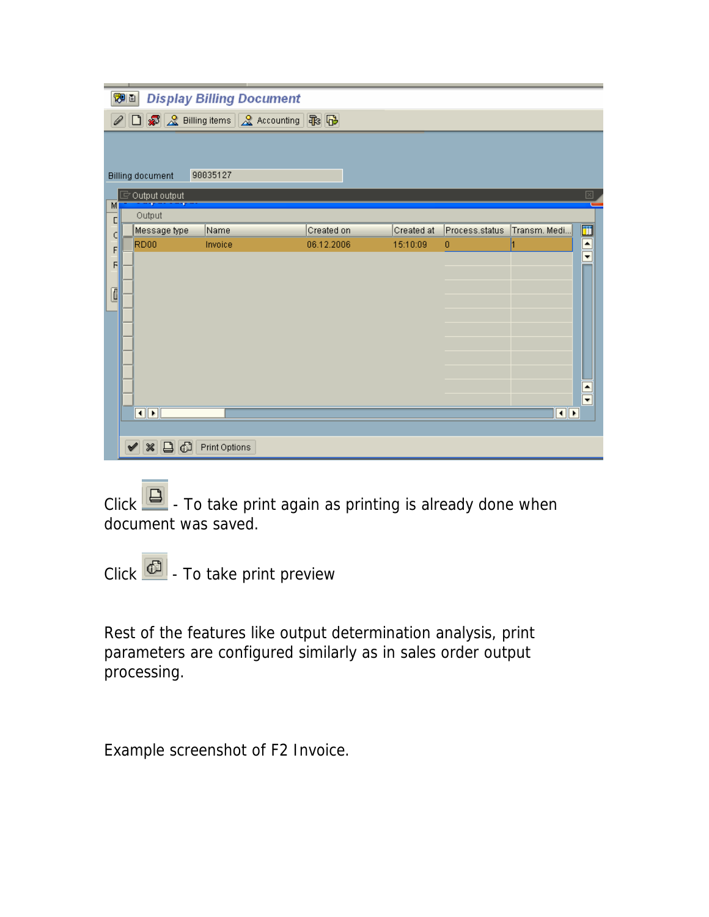| Message type | Name | Created on | Created at | Process.status | Transm. Medi... |
|---|---|---|---|---|---|
| RD00 | Invoice | 06.12.2006 | 15:10:09 | 0 | 1 |

Click - To take print again as printing is already done when document was saved.

Click - To take print preview

Rest of the features like output determination analysis, print parameters are configured similarly as in sales order output processing.

Example screenshot of F2 Invoice.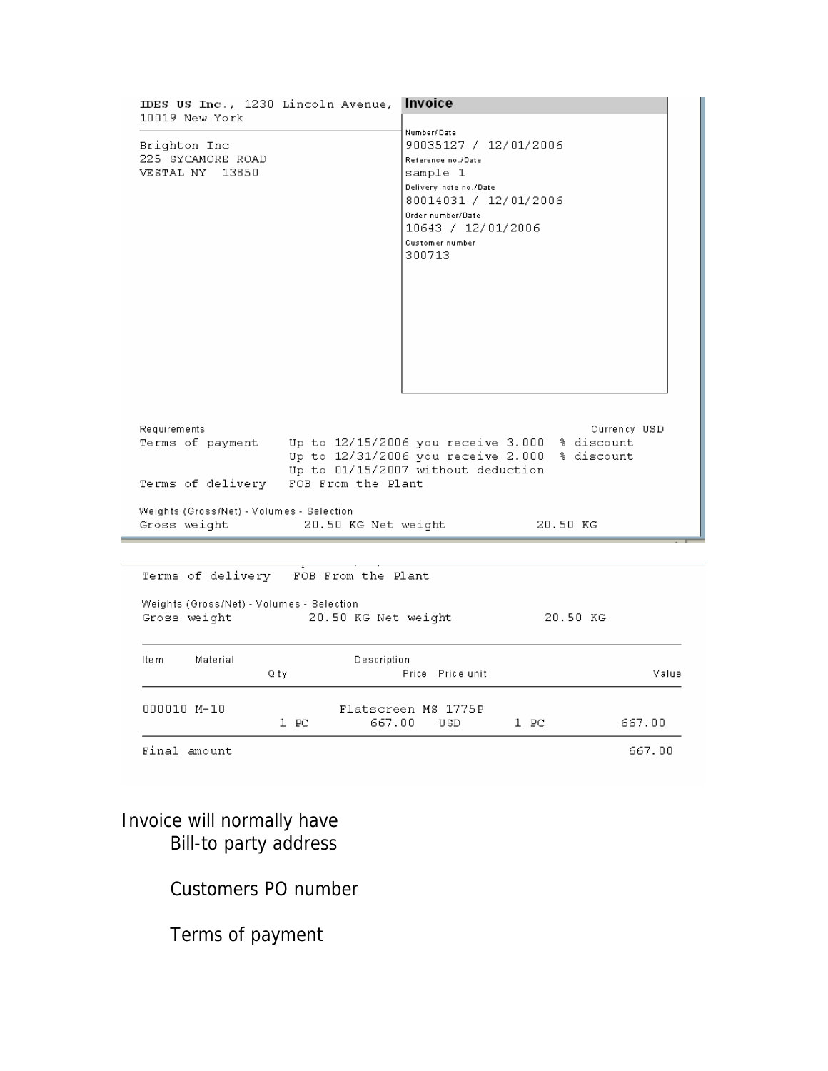IDES US Inc., 1230 Lincoln Avenue, 10019 New York

Brighton Inc
225 SYCAMORE ROAD
VESTAL NY 13850

**Invoice**

Number/Date
90035127 / 12/01/2006

Reference no./Date
sample 1

Delivery note no./Date
80014031 / 12/01/2006

Order number/Date
10643 / 12/01/2006

Customer number
300713

Requirements — Currency USD

Terms of payment: Up to 12/15/2006 you receive 3.000 % discount
Up to 12/31/2006 you receive 2.000 % discount
Up to 01/15/2007 without deduction

Terms of delivery: FOB From the Plant

Weights (Gross/Net) - Volumes - Selection
Gross weight 20.50 KG Net weight 20.50 KG

Terms of delivery: FOB From the Plant

Weights (Gross/Net) - Volumes - Selection
Gross weight 20.50 KG Net weight 20.50 KG

| Item | Material | Qty | Description | Price | Price unit | | Value |
|---|---|---|---|---|---|---|---|
| 000010 | M-10 | | Flatscreen MS 1775P | | | | |
| | | 1 PC | | 667.00 | USD | 1 PC | 667.00 |
| Final amount | | | | | | | 667.00 |

Invoice will normally have

- Bill-to party address
- Customers PO number
- Terms of payment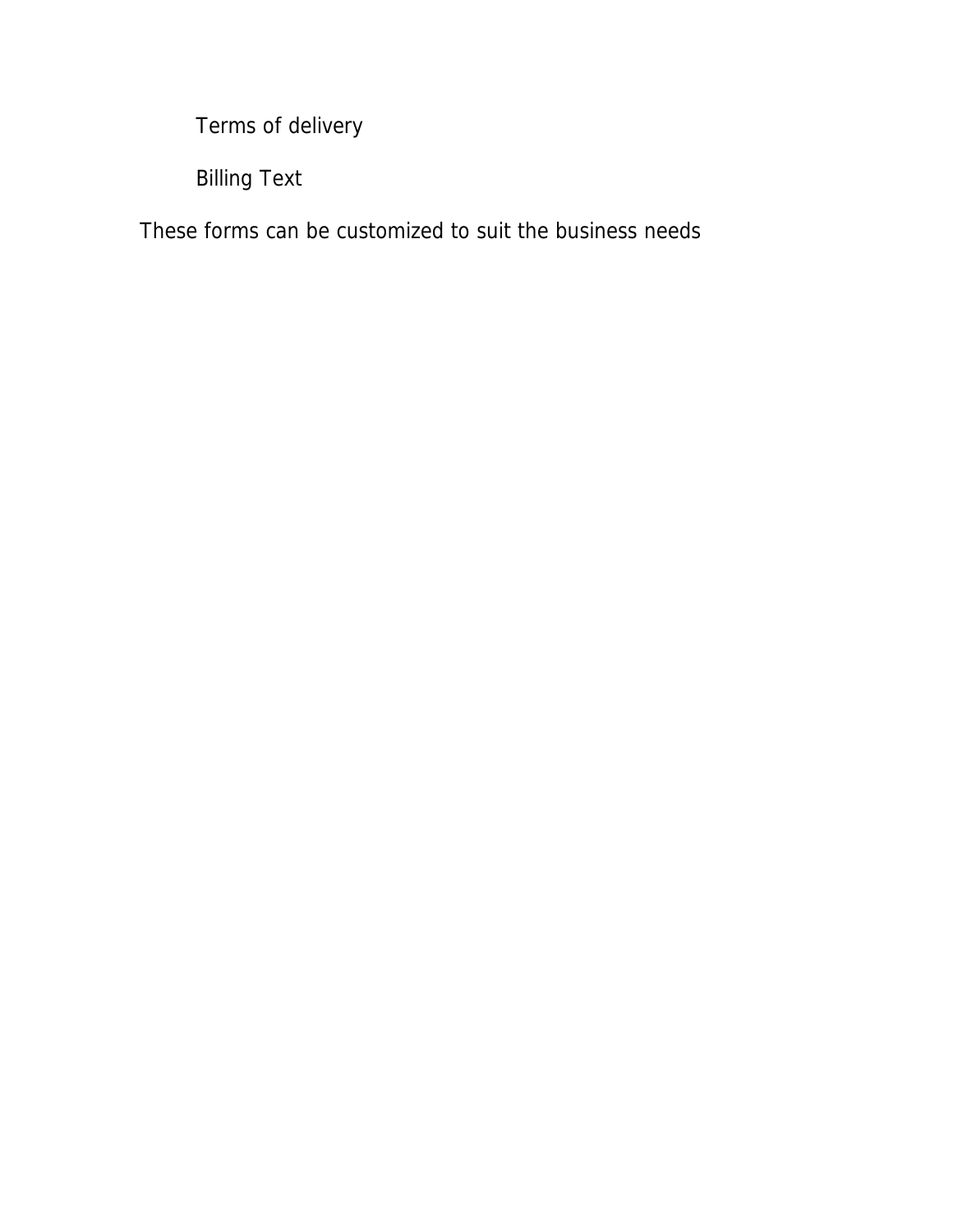Terms of delivery

Billing Text

These forms can be customized to suit the business needs